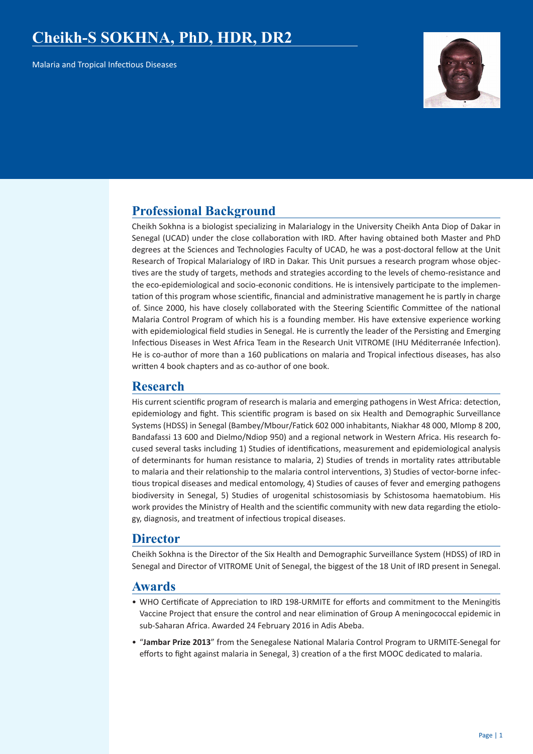# Cheikh-S SOKHNA, PhD, HDR, DR2

Malaria and Tropical Infectious Diseases

## Professional Background

Cheikh Sokhna is a biologist specializing in Malarialogy in the University Cheikh Anta Diop of Dakar in Senegal (UCAD) under the close collaboration with IRD. After having obtained both Master and PhD degrees at the Sciences and Technologies Faculty of UCAD, he was a post-doctoral fellow at the Unit Research of Tropical Malarialogy of IRD in Dakar. This Unit pursues a research program whose objectives are the study of targets, methods and strategies according to the levels of chemo-resistance and the eco-epidemiological and socio-econonic conditions. He is intensively participate to the implementation of this program whose scientific, financial and administrative management he is partly in charge of. Since 2000, his have closely collaborated with the Steering Scientific Committee of the national Malaria Control Program of which his is a founding member. His have extensive experience working with epidemiological field studies in Senegal. He is currently the leader of the Persisting and Emerging Infectious Diseases in West Africa Team in the Research Unit VITROME (IHU Méditerranée Infection). He is co-author of more than a 160 publications on malaria and Tropical infectious diseases, has also written 4 book chapters and as co-author of one book.

## Research

His current scientific program of research is malaria and emerging pathogens in West Africa: detection, epidemiology and fight. This scientific program is based on six Health and Demographic Surveillance Systems (HDSS) in Senegal (Bambey/Mbour/Fatick 602 000 inhabitants, Niakhar 48 000, Mlomp 8 200, Bandafassi 13 600 and Dielmo/Ndiop 950) and a regional network in Western Africa. His research focused several tasks including 1) Studies of identifications, measurement and epidemiological analysis of determinants for human resistance to malaria, 2) Studies of trends in mortality rates attributable to malaria and their relationship to the malaria control interventions, 3) Studies of vector-borne infectious tropical diseases and medical entomology, 4) Studies of causes of fever and emerging pathogens biodiversity in Senegal, 5) Studies of urogenital schistosomiasis by Schistosoma haematobium. His work provides the Ministry of Health and the scientific community with new data regarding the etiology, diagnosis, and treatment of infectious tropical diseases.

## Director

Cheikh Sokhna is the Director of the Six Health and Demographic Surveillance System (HDSS) of IRD in Senegal and Director of VITROME Unit of Senegal, the biggest of the 18 Unit of IRD present in Senegal.

## Awards

- WHO Certificate of Appreciation to IRD 198-URMITE for efforts and commitment to the Meningitis Vaccine Project that ensure the control and near elimination of Group A meningococcal epidemic in sub-Saharan Africa. Awarded 24 February 2016 in Adis Abeba.
- "**Jambar Prize 2013**" from the Senegalese National Malaria Control Program to URMITE-Senegal for efforts to fight against malaria in Senegal, 3) creation of a the first MOOC dedicated to malaria.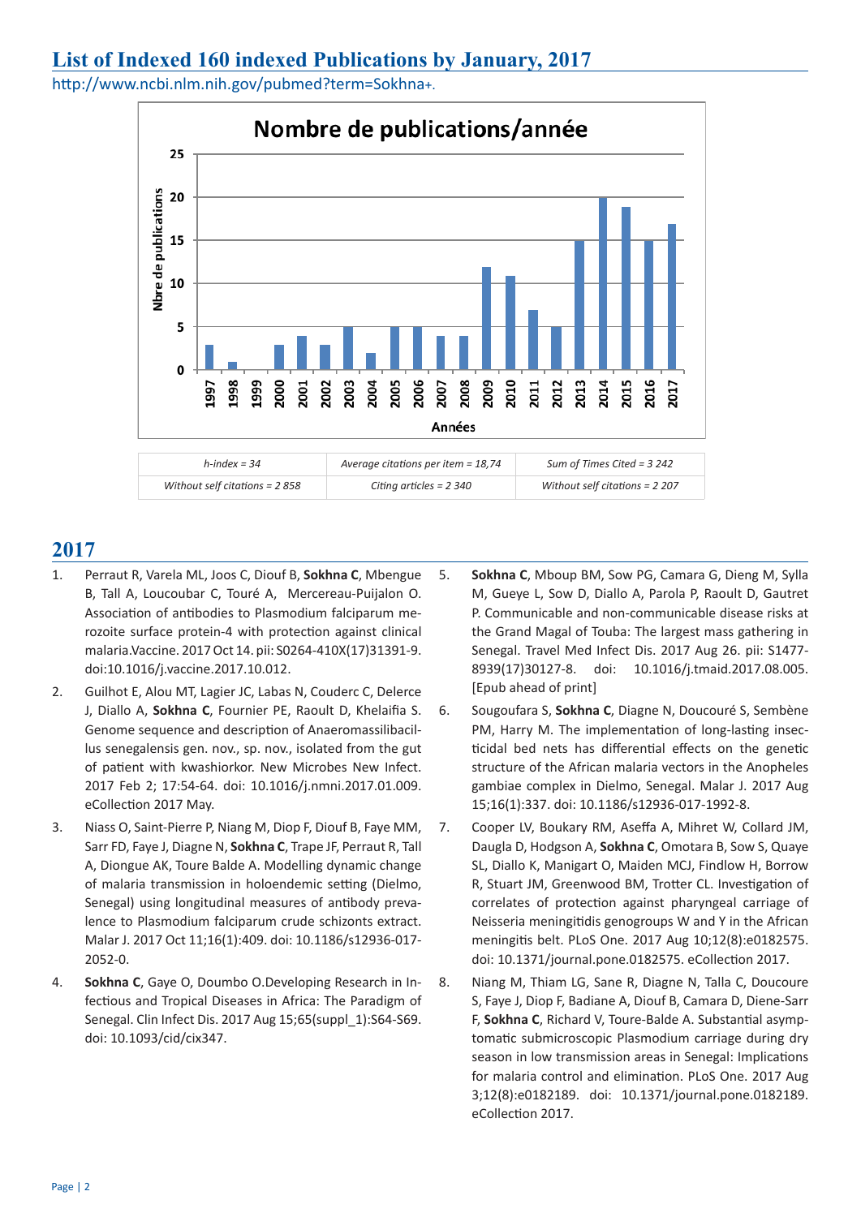# List of Indexed 160 indexed Publications by January, 2017

http://www.ncbi.nlm.nih.gov/pubmed?term=Sokhna+.

| h-index = 34 | Average citations per item = 18,74 | Sum of Times Cited = 3 242 |
|---|---|---|
| Without self citations = 2 858 | Citing articles = 2 340 | Without self citations = 2 207 |

## 2017

1. Perraut R, Varela ML, Joos C, Diouf B, **Sokhna C**, Mbengue B, Tall A, Loucoubar C, Touré A, Mercereau-Puijalon O. Association of antibodies to Plasmodium falciparum merozoite surface protein-4 with protection against clinical malaria.Vaccine. 2017 Oct 14. pii: S0264-410X(17)31391-9. doi:10.1016/j.vaccine.2017.10.012.
2. Guilhot E, Alou MT, Lagier JC, Labas N, Couderc C, Delerce J, Diallo A, **Sokhna C**, Fournier PE, Raoult D, Khelaifia S. Genome sequence and description of Anaeromassilibacillus senegalensis gen. nov., sp. nov., isolated from the gut of patient with kwashiorkor. New Microbes New Infect. 2017 Feb 2; 17:54-64. doi: 10.1016/j.nmni.2017.01.009. eCollection 2017 May.
3. Niass O, Saint-Pierre P, Niang M, Diop F, Diouf B, Faye MM, Sarr FD, Faye J, Diagne N, **Sokhna C**, Trape JF, Perraut R, Tall A, Diongue AK, Toure Balde A. Modelling dynamic change of malaria transmission in holoendemic setting (Dielmo, Senegal) using longitudinal measures of antibody prevalence to Plasmodium falciparum crude schizonts extract. Malar J. 2017 Oct 11;16(1):409. doi: 10.1186/s12936-017-2052-0.
4. **Sokhna C**, Gaye O, Doumbo O.Developing Research in Infectious and Tropical Diseases in Africa: The Paradigm of Senegal. Clin Infect Dis. 2017 Aug 15;65(suppl_1):S64-S69. doi: 10.1093/cid/cix347.
5. **Sokhna C**, Mboup BM, Sow PG, Camara G, Dieng M, Sylla M, Gueye L, Sow D, Diallo A, Parola P, Raoult D, Gautret P. Communicable and non-communicable disease risks at the Grand Magal of Touba: The largest mass gathering in Senegal. Travel Med Infect Dis. 2017 Aug 26. pii: S1477-8939(17)30127-8. doi: 10.1016/j.tmaid.2017.08.005. [Epub ahead of print]
6. Sougoufara S, **Sokhna C**, Diagne N, Doucouré S, Sembène PM, Harry M. The implementation of long-lasting insecticidal bed nets has differential effects on the genetic structure of the African malaria vectors in the Anopheles gambiae complex in Dielmo, Senegal. Malar J. 2017 Aug 15;16(1):337. doi: 10.1186/s12936-017-1992-8.
7. Cooper LV, Boukary RM, Aseffa A, Mihret W, Collard JM, Daugla D, Hodgson A, **Sokhna C**, Omotara B, Sow S, Quaye SL, Diallo K, Manigart O, Maiden MCJ, Findlow H, Borrow R, Stuart JM, Greenwood BM, Trotter CL. Investigation of correlates of protection against pharyngeal carriage of Neisseria meningitidis genogroups W and Y in the African meningitis belt. PLoS One. 2017 Aug 10;12(8):e0182575. doi: 10.1371/journal.pone.0182575. eCollection 2017.
8. Niang M, Thiam LG, Sane R, Diagne N, Talla C, Doucoure S, Faye J, Diop F, Badiane A, Diouf B, Camara D, Diene-Sarr F, **Sokhna C**, Richard V, Toure-Balde A. Substantial asymptomatic submicroscopic Plasmodium carriage during dry season in low transmission areas in Senegal: Implications for malaria control and elimination. PLoS One. 2017 Aug 3;12(8):e0182189. doi: 10.1371/journal.pone.0182189. eCollection 2017.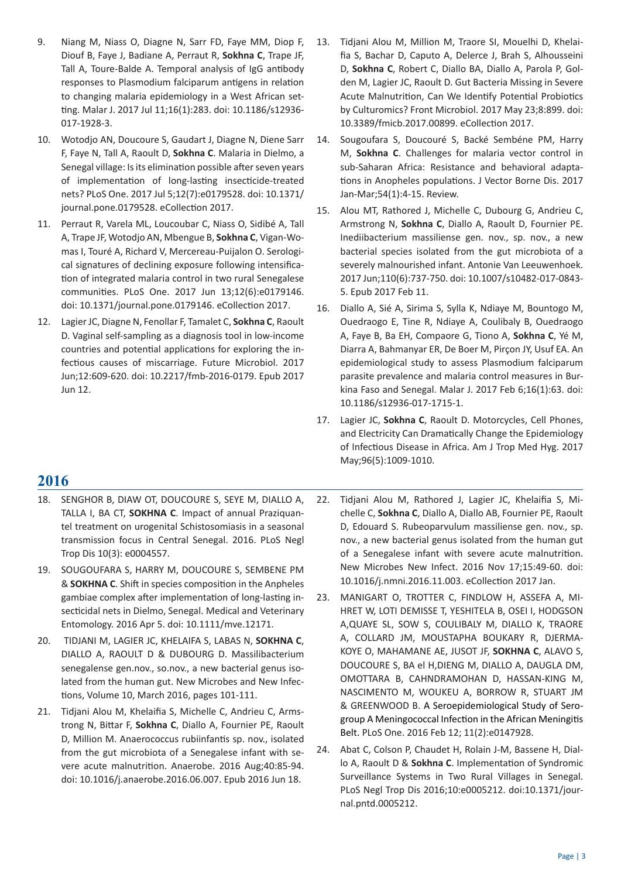9. Niang M, Niass O, Diagne N, Sarr FD, Faye MM, Diop F, Diouf B, Faye J, Badiane A, Perraut R, **Sokhna C**, Trape JF, Tall A, Toure-Balde A. Temporal analysis of IgG antibody responses to Plasmodium falciparum antigens in relation to changing malaria epidemiology in a West African setting. Malar J. 2017 Jul 11;16(1):283. doi: 10.1186/s12936-017-1928-3.

10. Wotodjo AN, Doucoure S, Gaudart J, Diagne N, Diene Sarr F, Faye N, Tall A, Raoult D, **Sokhna C**. Malaria in Dielmo, a Senegal village: Is its elimination possible after seven years of implementation of long-lasting insecticide-treated nets? PLoS One. 2017 Jul 5;12(7):e0179528. doi: 10.1371/journal.pone.0179528. eCollection 2017.

11. Perraut R, Varela ML, Loucoubar C, Niass O, Sidibé A, Tall A, Trape JF, Wotodjo AN, Mbengue B, **Sokhna C**, Vigan-Womas I, Touré A, Richard V, Mercereau-Puijalon O. Serological signatures of declining exposure following intensification of integrated malaria control in two rural Senegalese communities. PLoS One. 2017 Jun 13;12(6):e0179146. doi: 10.1371/journal.pone.0179146. eCollection 2017.

12. Lagier JC, Diagne N, Fenollar F, Tamalet C, **Sokhna C**, Raoult D. Vaginal self-sampling as a diagnosis tool in low-income countries and potential applications for exploring the infectious causes of miscarriage. Future Microbiol. 2017 Jun;12:609-620. doi: 10.2217/fmb-2016-0179. Epub 2017 Jun 12.

13. Tidjani Alou M, Million M, Traore SI, Mouelhi D, Khelaifia S, Bachar D, Caputo A, Delerce J, Brah S, Alhousseini D, **Sokhna C**, Robert C, Diallo BA, Diallo A, Parola P, Golden M, Lagier JC, Raoult D. Gut Bacteria Missing in Severe Acute Malnutrition, Can We Identify Potential Probiotics by Culturomics? Front Microbiol. 2017 May 23;8:899. doi: 10.3389/fmicb.2017.00899. eCollection 2017.

14. Sougoufara S, Doucouré S, Backé Sembéne PM, Harry M, **Sokhna C**. Challenges for malaria vector control in sub-Saharan Africa: Resistance and behavioral adaptations in Anopheles populations. J Vector Borne Dis. 2017 Jan-Mar;54(1):4-15. Review.

15. Alou MT, Rathored J, Michelle C, Dubourg G, Andrieu C, Armstrong N, **Sokhna C**, Diallo A, Raoult D, Fournier PE. Inediibacterium massiliense gen. nov., sp. nov., a new bacterial species isolated from the gut microbiota of a severely malnourished infant. Antonie Van Leeuwenhoek. 2017 Jun;110(6):737-750. doi: 10.1007/s10482-017-0843-5. Epub 2017 Feb 11.

16. Diallo A, Sié A, Sirima S, Sylla K, Ndiaye M, Bountogo M, Ouedraogo E, Tine R, Ndiaye A, Coulibaly B, Ouedraogo A, Faye B, Ba EH, Compaore G, Tiono A, **Sokhna C**, Yé M, Diarra A, Bahmanyar ER, De Boer M, Pirçon JY, Usuf EA. An epidemiological study to assess Plasmodium falciparum parasite prevalence and malaria control measures in Burkina Faso and Senegal. Malar J. 2017 Feb 6;16(1):63. doi: 10.1186/s12936-017-1715-1.

17. Lagier JC, **Sokhna C**, Raoult D. Motorcycles, Cell Phones, and Electricity Can Dramatically Change the Epidemiology of Infectious Disease in Africa. Am J Trop Med Hyg. 2017 May;96(5):1009-1010.

## 2016

18. SENGHOR B, DIAW OT, DOUCOURE S, SEYE M, DIALLO A, TALLA I, BA CT, **SOKHNA C**. Impact of annual Praziquantel treatment on urogenital Schistosomiasis in a seasonal transmission focus in Central Senegal. 2016. PLoS Negl Trop Dis 10(3): e0004557.

19. SOUGOUFARA S, HARRY M, DOUCOURE S, SEMBENE PM & **SOKHNA C**. Shift in species composition in the Anpheles gambiae complex after implementation of long-lasting insecticidal nets in Dielmo, Senegal. Medical and Veterinary Entomology. 2016 Apr 5. doi: 10.1111/mve.12171.

20. TIDJANI M, LAGIER JC, KHELAIFA S, LABAS N, **SOKHNA C**, DIALLO A, RAOULT D & DUBOURG D. Massilibacterium senegalense gen.nov., so.nov., a new bacterial genus isolated from the human gut. New Microbes and New Infections, Volume 10, March 2016, pages 101-111.

21. Tidjani Alou M, Khelaifia S, Michelle C, Andrieu C, Armstrong N, Bittar F, **Sokhna C**, Diallo A, Fournier PE, Raoult D, Million M. Anaerococcus rubiinfantis sp. nov., isolated from the gut microbiota of a Senegalese infant with severe acute malnutrition. Anaerobe. 2016 Aug;40:85-94. doi: 10.1016/j.anaerobe.2016.06.007. Epub 2016 Jun 18.

22. Tidjani Alou M, Rathored J, Lagier JC, Khelaifia S, Michelle C, **Sokhna C**, Diallo A, Diallo AB, Fournier PE, Raoult D, Edouard S. Rubeoparvulum massiliense gen. nov., sp. nov., a new bacterial genus isolated from the human gut of a Senegalese infant with severe acute malnutrition. New Microbes New Infect. 2016 Nov 17;15:49-60. doi: 10.1016/j.nmni.2016.11.003. eCollection 2017 Jan.

23. MANIGART O, TROTTER C, FINDLOW H, ASSEFA A, MIHRET W, LOTI DEMISSE T, YESHITELA B, OSEI I, HODGSON A,QUAYE SL, SOW S, COULIBALY M, DIALLO K, TRAORE A, COLLARD JM, MOUSTAPHA BOUKARY R, DJERMAKOYE O, MAHAMANE AE, JUSOT JF, **SOKHNA C**, ALAVO S, DOUCOURE S, BA el H,DIENG M, DIALLO A, DAUGLA DM, OMOTTARA B, CAHNDRAMOHAN D, HASSAN-KING M, NASCIMENTO M, WOUKEU A, BORROW R, STUART JM & GREENWOOD B. A Seroepidemiological Study of Serogroup A Meningococcal Infection in the African Meningitis Belt. PLoS One. 2016 Feb 12; 11(2):e0147928.

24. Abat C, Colson P, Chaudet H, Rolain J-M, Bassene H, Diallo A, Raoult D & **Sokhna C**. Implementation of Syndromic Surveillance Systems in Two Rural Villages in Senegal. PLoS Negl Trop Dis 2016;10:e0005212. doi:10.1371/journal.pntd.0005212.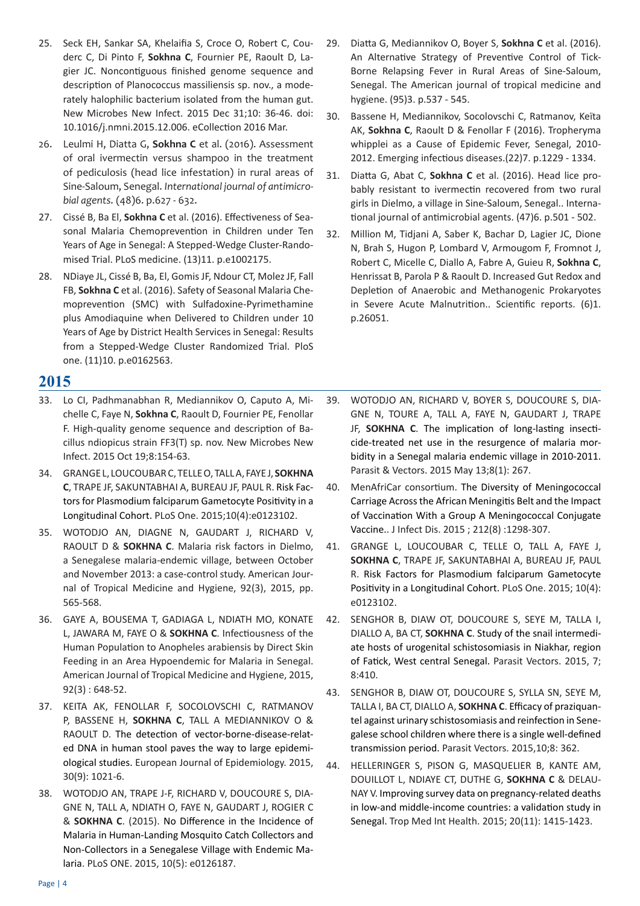25. Seck EH, Sankar SA, Khelaifia S, Croce O, Robert C, Couderc C, Di Pinto F, **Sokhna C**, Fournier PE, Raoult D, Lagier JC. Noncontiguous finished genome sequence and description of Planococcus massiliensis sp. nov., a moderately halophilic bacterium isolated from the human gut. New Microbes New Infect. 2015 Dec 31;10: 36-46. doi: 10.1016/j.nmni.2015.12.006. eCollection 2016 Mar.

26. Leulmi H, Diatta G, **Sokhna C** et al. (2016). Assessment of oral ivermectin versus shampoo in the treatment of pediculosis (head lice infestation) in rural areas of Sine-Saloum, Senegal. *International journal of antimicrobial agents.* (48)6. p.627 - 632.

27. Cissé B, Ba El, **Sokhna C** et al. (2016). Effectiveness of Seasonal Malaria Chemoprevention in Children under Ten Years of Age in Senegal: A Stepped-Wedge Cluster-Randomised Trial. PLoS medicine. (13)11. p.e1002175.

28. NDiaye JL, Cissé B, Ba, El, Gomis JF, Ndour CT, Molez JF, Fall FB, **Sokhna C** et al. (2016). Safety of Seasonal Malaria Chemoprevention (SMC) with Sulfadoxine-Pyrimethamine plus Amodiaquine when Delivered to Children under 10 Years of Age by District Health Services in Senegal: Results from a Stepped-Wedge Cluster Randomized Trial. PloS one. (11)10. p.e0162563.

29. Diatta G, Mediannikov O, Boyer S, **Sokhna C** et al. (2016). An Alternative Strategy of Preventive Control of Tick-Borne Relapsing Fever in Rural Areas of Sine-Saloum, Senegal. The American journal of tropical medicine and hygiene. (95)3. p.537 - 545.

30. Bassene H, Mediannikov, Socolovschi C, Ratmanov, Keïta AK, **Sokhna C**, Raoult D & Fenollar F (2016). Tropheryma whipplei as a Cause of Epidemic Fever, Senegal, 2010-2012. Emerging infectious diseases.(22)7. p.1229 - 1334.

31. Diatta G, Abat C, **Sokhna C** et al. (2016). Head lice probably resistant to ivermectin recovered from two rural girls in Dielmo, a village in Sine-Saloum, Senegal.. International journal of antimicrobial agents. (47)6. p.501 - 502.

32. Million M, Tidjani A, Saber K, Bachar D, Lagier JC, Dione N, Brah S, Hugon P, Lombard V, Armougom F, Fromnot J, Robert C, Micelle C, Diallo A, Fabre A, Guieu R, **Sokhna C**, Henrissat B, Parola P & Raoult D. Increased Gut Redox and Depletion of Anaerobic and Methanogenic Prokaryotes in Severe Acute Malnutrition.. Scientific reports. (6)1. p.26051.

## 2015

33. Lo CI, Padhmanabhan R, Mediannikov O, Caputo A, Michelle C, Faye N, **Sokhna C**, Raoult D, Fournier PE, Fenollar F. High-quality genome sequence and description of Bacillus ndiopicus strain FF3(T) sp. nov. New Microbes New Infect. 2015 Oct 19;8:154-63.

34. GRANGE L, LOUCOUBAR C, TELLE O, TALL A, FAYE J, **SOKHNA C**, TRAPE JF, SAKUNTABHAI A, BUREAU JF, PAUL R. Risk Factors for Plasmodium falciparum Gametocyte Positivity in a Longitudinal Cohort. PLoS One. 2015;10(4):e0123102.

35. WOTODJO AN, DIAGNE N, GAUDART J, RICHARD V, RAOULT D & **SOKHNA C**. Malaria risk factors in Dielmo, a Senegalese malaria-endemic village, between October and November 2013: a case-control study. American Journal of Tropical Medicine and Hygiene, 92(3), 2015, pp. 565-568.

36. GAYE A, BOUSEMA T, GADIAGA L, NDIATH MO, KONATE L, JAWARA M, FAYE O & **SOKHNA C**. Infectiousness of the Human Population to Anopheles arabiensis by Direct Skin Feeding in an Area Hypoendemic for Malaria in Senegal. American Journal of Tropical Medicine and Hygiene, 2015, 92(3) : 648-52.

37. KEITA AK, FENOLLAR F, SOCOLOVSCHI C, RATMANOV P, BASSENE H, **SOKHNA C**, TALL A MEDIANNIKOV O & RAOULT D. The detection of vector-borne-disease-related DNA in human stool paves the way to large epidemiological studies. European Journal of Epidemiology. 2015, 30(9): 1021-6.

38. WOTODJO AN, TRAPE J-F, RICHARD V, DOUCOURE S, DIAGNE N, TALL A, NDIATH O, FAYE N, GAUDART J, ROGIER C & **SOKHNA C**. (2015). No Difference in the Incidence of Malaria in Human-Landing Mosquito Catch Collectors and Non-Collectors in a Senegalese Village with Endemic Malaria. PLoS ONE. 2015, 10(5): e0126187.

39. WOTODJO AN, RICHARD V, BOYER S, DOUCOURE S, DIAGNE N, TOURE A, TALL A, FAYE N, GAUDART J, TRAPE JF, **SOKHNA C**. The implication of long-lasting insecticide-treated net use in the resurgence of malaria morbidity in a Senegal malaria endemic village in 2010-2011. Parasit & Vectors. 2015 May 13;8(1): 267.

40. MenAfriCar consortium. The Diversity of Meningococcal Carriage Across the African Meningitis Belt and the Impact of Vaccination With a Group A Meningococcal Conjugate Vaccine.. J Infect Dis. 2015 ; 212(8) :1298-307.

41. GRANGE L, LOUCOUBAR C, TELLE O, TALL A, FAYE J, **SOKHNA C**, TRAPE JF, SAKUNTABHAI A, BUREAU JF, PAUL R. Risk Factors for Plasmodium falciparum Gametocyte Positivity in a Longitudinal Cohort. PLoS One. 2015; 10(4): e0123102.

42. SENGHOR B, DIAW OT, DOUCOURE S, SEYE M, TALLA I, DIALLO A, BA CT, **SOKHNA C**. Study of the snail intermediate hosts of urogenital schistosomiasis in Niakhar, region of Fatick, West central Senegal. Parasit Vectors. 2015, 7; 8:410.

43. SENGHOR B, DIAW OT, DOUCOURE S, SYLLA SN, SEYE M, TALLA I, BA CT, DIALLO A, **SOKHNA C**. Efficacy of praziquantel against urinary schistosomiasis and reinfection in Senegalese school children where there is a single well-defined transmission period. Parasit Vectors. 2015,10;8: 362.

44. HELLERINGER S, PISON G, MASQUELIER B, KANTE AM, DOUILLOT L, NDIAYE CT, DUTHE G, **SOKHNA C** & DELAUNAY V. Improving survey data on pregnancy-related deaths in low-and middle-income countries: a validation study in Senegal. Trop Med Int Health. 2015; 20(11): 1415-1423.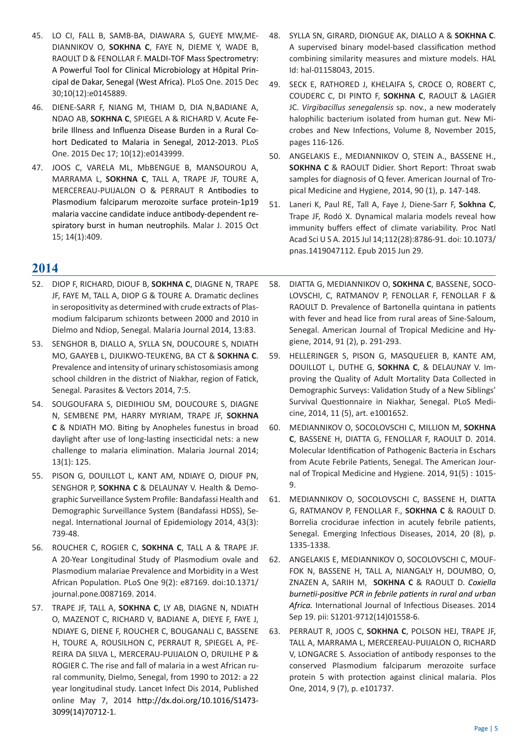45. LO CI, FALL B, SAMB-BA, DIAWARA S, GUEYE MW,MEDIANNIKOV O, **SOKHNA C**, FAYE N, DIEME Y, WADE B, RAOULT D & FENOLLAR F. MALDI-TOF Mass Spectrometry: A Powerful Tool for Clinical Microbiology at Hôpital Principal de Dakar, Senegal (West Africa). PLoS One. 2015 Dec 30;10(12):e0145889.

46. DIENE-SARR F, NIANG M, THIAM D, DIA N,BADIANE A, NDAO AB, **SOKHNA C**, SPIEGEL A & RICHARD V. Acute Febrile Illness and Influenza Disease Burden in a Rural Cohort Dedicated to Malaria in Senegal, 2012-2013. PLoS One. 2015 Dec 17; 10(12):e0143999.

47. JOOS C, VARELA ML, MbBENGUE B, MANSOUROU A, MARRAMA L, **SOKHNA C**, TALL A, TRAPE JF, TOURE A, MERCEREAU-PUIJALON O & PERRAUT R Antibodies to Plasmodium falciparum merozoite surface protein-1p19 malaria vaccine candidate induce antibody-dependent respiratory burst in human neutrophils. Malar J. 2015 Oct 15; 14(1):409.

48. SYLLA SN, GIRARD, DIONGUE AK, DIALLO A & **SOKHNA C**. A supervised binary model-based classification method combining similarity measures and mixture models. HAL Id: hal-01158043, 2015.

49. SECK E, RATHORED J, KHELAIFA S, CROCE O, ROBERT C, COUDERC C, DI PINTO F, **SOKHNA C**, RAOULT & LAGIER JC. *Virgibacillus senegalensis* sp. nov., a new moderately halophilic bacterium isolated from human gut. New Microbes and New Infections, Volume 8, November 2015, pages 116-126.

50. ANGELAKIS E., MEDIANNIKOV O, STEIN A., BASSENE H., **SOKHNA C** & RAOULT Didier. Short Report: Throat swab samples for diagnosis of Q fever. American Journal of Tropical Medicine and Hygiene, 2014, 90 (1), p. 147-148.

51. Laneri K, Paul RE, Tall A, Faye J, Diene-Sarr F, **Sokhna C**, Trape JF, Rodó X. Dynamical malaria models reveal how immunity buffers effect of climate variability. Proc Natl Acad Sci U S A. 2015 Jul 14;112(28):8786-91. doi: 10.1073/pnas.1419047112. Epub 2015 Jun 29.

## 2014

52. DIOP F, RICHARD, DIOUF B, **SOKHNA C**, DIAGNE N, TRAPE JF, FAYE M, TALL A, DIOP G & TOURE A. Dramatic declines in seropositivity as determined with crude extracts of Plasmodium falciparum schizonts between 2000 and 2010 in Dielmo and Ndiop, Senegal. Malaria Journal 2014, 13:83.

53. SENGHOR B, DIALLO A, SYLLA SN, DOUCOURE S, NDIATH MO, GAAYEB L, DJUIKWO-TEUKENG, BA CT & **SOKHNA C**. Prevalence and intensity of urinary schistosomiasis among school children in the district of Niakhar, region of Fatick, Senegal. Parasites & Vectors 2014, 7:5.

54. SOUGOUFARA S, DIEDIHIOU SM, DOUCOURE S, DIAGNE N, SEMBENE PM, HARRY MYRIAM, TRAPE JF, **SOKHNA C** & NDIATH MO. Biting by Anopheles funestus in broad daylight after use of long-lasting insecticidal nets: a new challenge to malaria elimination. Malaria Journal 2014; 13(1): 125.

55. PISON G, DOUILLOT L, KANT AM, NDIAYE O, DIOUF PN, SENGHOR P, **SOKHNA C** & DELAUNAY V. Health & Demographic Surveillance System Profile: Bandafassi Health and Demographic Surveillance System (Bandafassi HDSS), Senegal. International Journal of Epidemiology 2014, 43(3): 739-48.

56. ROUCHER C, ROGIER C, **SOKHNA C**, TALL A & TRAPE JF. A 20-Year Longitudinal Study of Plasmodium ovale and Plasmodium malariae Prevalence and Morbidity in a West African Population. PLoS One 9(2): e87169. doi:10.1371/journal.pone.0087169. 2014.

57. TRAPE JF, TALL A, **SOKHNA C**, LY AB, DIAGNE N, NDIATH O, MAZENOT C, RICHARD V, BADIANE A, DIEYE F, FAYE J, NDIAYE G, DIENE F, ROUCHER C, BOUGANALI C, BASSENE H, TOURE A, ROUSILHON C, PERRAUT R, SPIEGEL A, PEREIRA DA SILVA L, MERCERAU-PUIJALON O, DRUILHE P & ROGIER C. The rise and fall of malaria in a west African rural community, Dielmo, Senegal, from 1990 to 2012: a 22 year longitudinal study. Lancet Infect Dis 2014, Published online May 7, 2014 http://dx.doi.org/10.1016/S1473-3099(14)70712-1.

58. DIATTA G, MEDIANNIKOV O, **SOKHNA C**, BASSENE, SOCOLOVSCHI, C, RATMANOV P, FENOLLAR F, FENOLLAR F & RAOULT D. Prevalence of Bartonella quintana in patients with fever and head lice from rural areas of Sine-Saloum, Senegal. American Journal of Tropical Medicine and Hygiene, 2014, 91 (2), p. 291-293.

59. HELLERINGER S, PISON G, MASQUELIER B, KANTE AM, DOUILLOT L, DUTHE G, **SOKHNA C**, & DELAUNAY V. Improving the Quality of Adult Mortality Data Collected in Demographic Surveys: Validation Study of a New Siblings' Survival Questionnaire in Niakhar, Senegal. PLoS Medicine, 2014, 11 (5), art. e1001652.

60. MEDIANNIKOV O, SOCOLOVSCHI C, MILLION M, **SOKHNA C**, BASSENE H, DIATTA G, FENOLLAR F, RAOULT D. 2014. Molecular Identification of Pathogenic Bacteria in Eschars from Acute Febrile Patients, Senegal. The American Journal of Tropical Medicine and Hygiene. 2014, 91(5) : 1015-9.

61. MEDIANNIKOV O, SOCOLOVSCHI C, BASSENE H, DIATTA G, RATMANOV P, FENOLLAR F., **SOKHNA C** & RAOULT D. Borrelia crocidurae infection in acutely febrile patients, Senegal. Emerging Infectious Diseases, 2014, 20 (8), p. 1335-1338.

62. ANGELAKIS E, MEDIANNIKOV O, SOCOLOVSCHI C, MOUFFOK N, BASSENE H, TALL A, NIANGALY H, DOUMBO, O, ZNAZEN A, SARIH M, **SOKHNA C** & RAOULT D. *Coxiella burnetii-positive PCR in febrile patients in rural and urban Africa.* International Journal of Infectious Diseases. 2014 Sep 19. pii: S1201-9712(14)01558-6.

63. PERRAUT R, JOOS C, **SOKHNA C**, POLSON HEJ, TRAPE JF, TALL A, MARRAMA L, MERCEREAU-PUIJALON O, RICHARD V, LONGACRE S. Association of antibody responses to the conserved Plasmodium falciparum merozoite surface protein 5 with protection against clinical malaria. Plos One, 2014, 9 (7), p. e101737.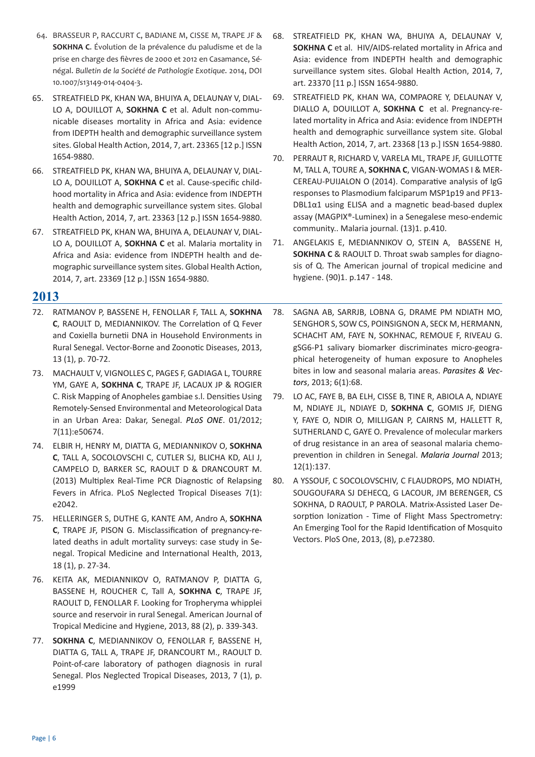64. BRASSEUR P, RACCURT C, BADIANE M, CISSE M, TRAPE JF & **SOKHNA C.** Évolution de la prévalence du paludisme et de la prise en charge des fièvres de 2000 et 2012 en Casamance, Sénégal. *Bulletin de la Société de Pathologie Exotique.* 2014, DOI 10.1007/s13149-014-0404-3.

65. STREATFIELD PK, KHAN WA, BHUIYA A, DELAUNAY V, DIALLO A, DOUILLOT A, **SOKHNA C** et al. Adult non-communicable diseases mortality in Africa and Asia: evidence from IDEPTH health and demographic surveillance system sites. Global Health Action, 2014, 7, art. 23365 [12 p.] ISSN 1654-9880.

66. STREATFIELD PK, KHAN WA, BHUIYA A, DELAUNAY V, DIALLO A, DOUILLOT A, **SOKHNA C** et al. Cause-specific childhood mortality in Africa and Asia: evidence from INDEPTH health and demographic surveillance system sites. Global Health Action, 2014, 7, art. 23363 [12 p.] ISSN 1654-9880.

67. STREATFIELD PK, KHAN WA, BHUIYA A, DELAUNAY V, DIALLO A, DOUILLOT A, **SOKHNA C** et al. Malaria mortality in Africa and Asia: evidence from INDEPTH health and demographic surveillance system sites. Global Health Action, 2014, 7, art. 23369 [12 p.] ISSN 1654-9880.

68. STREATFIELD PK, KHAN WA, BHUIYA A, DELAUNAY V, **SOKHNA C** et al. HIV/AIDS-related mortality in Africa and Asia: evidence from INDEPTH health and demographic surveillance system sites. Global Health Action, 2014, 7, art. 23370 [11 p.] ISSN 1654-9880.

69. STREATFIELD PK, KHAN WA, COMPAORE Y, DELAUNAY V, DIALLO A, DOUILLOT A, **SOKHNA C** et al. Pregnancy-related mortality in Africa and Asia: evidence from INDEPTH health and demographic surveillance system site. Global Health Action, 2014, 7, art. 23368 [13 p.] ISSN 1654-9880.

70. PERRAUT R, RICHARD V, VARELA ML, TRAPE JF, GUILLOTTE M, TALL A, TOURE A, **SOKHNA C**, VIGAN-WOMAS I & MERCEREAU-PUIJALON O (2014). Comparative analysis of IgG responses to Plasmodium falciparum MSP1p19 and PF13-DBL1α1 using ELISA and a magnetic bead-based duplex assay (MAGPIX®-Luminex) in a Senegalese meso-endemic community.. Malaria journal. (13)1. p.410.

71. ANGELAKIS E, MEDIANNIKOV O, STEIN A, BASSENE H, **SOKHNA C** & RAOULT D. Throat swab samples for diagnosis of Q. The American journal of tropical medicine and hygiene. (90)1. p.147 - 148.

## 2013

72. RATMANOV P, BASSENE H, FENOLLAR F, TALL A, **SOKHNA C**, RAOULT D, MEDIANNIKOV. The Correlation of Q Fever and Coxiella burnetii DNA in Household Environments in Rural Senegal. Vector-Borne and Zoonotic Diseases, 2013, 13 (1), p. 70-72.

73. MACHAULT V, VIGNOLLES C, PAGES F, GADIAGA L, TOURRE YM, GAYE A, **SOKHNA C**, TRAPE JF, LACAUX JP & ROGIER C. Risk Mapping of Anopheles gambiae s.l. Densities Using Remotely-Sensed Environmental and Meteorological Data in an Urban Area: Dakar, Senegal. *PLoS ONE*. 01/2012; 7(11):e50674.

74. ELBIR H, HENRY M, DIATTA G, MEDIANNIKOV O, **SOKHNA C**, TALL A, SOCOLOVSCHI C, CUTLER SJ, BLICHA KD, ALI J, CAMPELO D, BARKER SC, RAOULT D & DRANCOURT M. (2013) Multiplex Real-Time PCR Diagnostic of Relapsing Fevers in Africa. PLoS Neglected Tropical Diseases 7(1): e2042.

75. HELLERINGER S, DUTHE G, KANTE AM, Andro A, **SOKHNA C**, TRAPE JF, PISON G. Misclassification of pregnancy-related deaths in adult mortality surveys: case study in Senegal. Tropical Medicine and International Health, 2013, 18 (1), p. 27-34.

76. KEITA AK, MEDIANNIKOV O, RATMANOV P, DIATTA G, BASSENE H, ROUCHER C, Tall A, **SOKHNA C**, TRAPE JF, RAOULT D, FENOLLAR F. Looking for Tropheryma whipplei source and reservoir in rural Senegal. American Journal of Tropical Medicine and Hygiene, 2013, 88 (2), p. 339-343.

77. **SOKHNA C**, MEDIANNIKOV O, FENOLLAR F, BASSENE H, DIATTA G, TALL A, TRAPE JF, DRANCOURT M., RAOULT D. Point-of-care laboratory of pathogen diagnosis in rural Senegal. Plos Neglected Tropical Diseases, 2013, 7 (1), p. e1999

78. SAGNA AB, SARRJB, LOBNA G, DRAME PM NDIATH MO, SENGHOR S, SOW CS, POINSIGNON A, SECK M, HERMANN, SCHACHT AM, FAYE N, SOKHNAC, REMOUE F, RIVEAU G. gSG6-P1 salivary biomarker discriminates micro-geographical heterogeneity of human exposure to Anopheles bites in low and seasonal malaria areas. *Parasites & Vectors*, 2013; 6(1):68.

79. LO AC, FAYE B, BA ELH, CISSE B, TINE R, ABIOLA A, NDIAYE M, NDIAYE JL, NDIAYE D, **SOKHNA C**, GOMIS JF, DIENG Y, FAYE O, NDIR O, MILLIGAN P, CAIRNS M, HALLETT R, SUTHERLAND C, GAYE O. Prevalence of molecular markers of drug resistance in an area of seasonal malaria chemoprevention in children in Senegal. *Malaria Journal* 2013; 12(1):137.

80. A YSSOUF, C SOCOLOVSCHIV, C FLAUDROPS, MO NDIATH, SOUGOUFARA SJ DEHECQ, G LACOUR, JM BERENGER, CS SOKHNA, D RAOULT, P PAROLA. Matrix-Assisted Laser Desorption Ionization - Time of Flight Mass Spectrometry: An Emerging Tool for the Rapid Identification of Mosquito Vectors. PloS One, 2013, (8), p.e72380.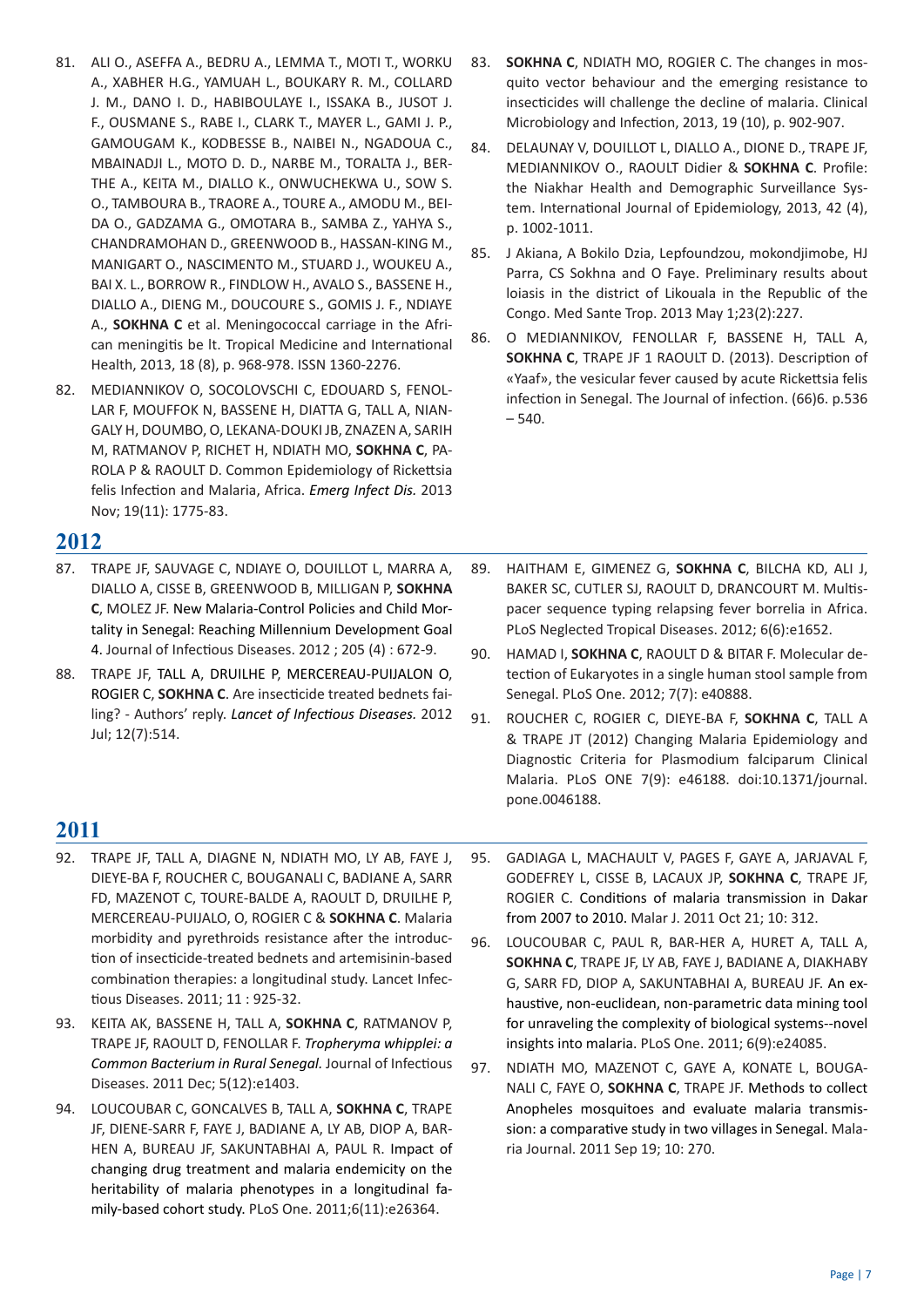81. ALI O., ASEFFA A., BEDRU A., LEMMA T., MOTI T., WORKU A., XABHER H.G., YAMUAH L., BOUKARY R. M., COLLARD J. M., DANO I. D., HABIBOULAYE I., ISSAKA B., JUSOT J. F., OUSMANE S., RABE I., CLARK T., MAYER L., GAMI J. P., GAMOUGAM K., KODBESSE B., NAIBEI N., NGADOUA C., MBAINADJI L., MOTO D. D., NARBE M., TORALTA J., BERTHE A., KEITA M., DIALLO K., ONWUCHEKWA U., SOW S. O., TAMBOURA B., TRAORE A., TOURE A., AMODU M., BEIDA O., GADZAMA G., OMOTARA B., SAMBA Z., YAHYA S., CHANDRAMOHAN D., GREENWOOD B., HASSAN-KING M., MANIGART O., NASCIMENTO M., STUARD J., WOUKEU A., BAI X. L., BORROW R., FINDLOW H., AVALO S., BASSENE H., DIALLO A., DIENG M., DOUCOURE S., GOMIS J. F., NDIAYE A., **SOKHNA C** et al. Meningococcal carriage in the African meningitis be lt. Tropical Medicine and International Health, 2013, 18 (8), p. 968-978. ISSN 1360-2276.
82. MEDIANNIKOV O, SOCOLOVSCHI C, EDOUARD S, FENOLLAR F, MOUFFOK N, BASSENE H, DIATTA G, TALL A, NIANGALY H, DOUMBO, O, LEKANA-DOUKI JB, ZNAZEN A, SARIH M, RATMANOV P, RICHET H, NDIATH MO, **SOKHNA C**, PAROLA P & RAOULT D. Common Epidemiology of Rickettsia felis Infection and Malaria, Africa. *Emerg Infect Dis.* 2013 Nov; 19(11): 1775-83.
83. **SOKHNA C**, NDIATH MO, ROGIER C. The changes in mosquito vector behaviour and the emerging resistance to insecticides will challenge the decline of malaria. Clinical Microbiology and Infection, 2013, 19 (10), p. 902-907.
84. DELAUNAY V, DOUILLOT L, DIALLO A., DIONE D., TRAPE JF, MEDIANNIKOV O., RAOULT Didier & **SOKHNA C**. Profile: the Niakhar Health and Demographic Surveillance System. International Journal of Epidemiology, 2013, 42 (4), p. 1002-1011.
85. J Akiana, A Bokilo Dzia, Lepfoundzou, mokondjimobe, HJ Parra, CS Sokhna and O Faye. Preliminary results about loiasis in the district of Likouala in the Republic of the Congo. Med Sante Trop. 2013 May 1;23(2):227.
86. O MEDIANNIKOV, FENOLLAR F, BASSENE H, TALL A, **SOKHNA C**, TRAPE JF 1 RAOULT D. (2013). Description of «Yaaf», the vesicular fever caused by acute Rickettsia felis infection in Senegal. The Journal of infection. (66)6. p.536 – 540.

## 2012

87. TRAPE JF, SAUVAGE C, NDIAYE O, DOUILLOT L, MARRA A, DIALLO A, CISSE B, GREENWOOD B, MILLIGAN P, **SOKHNA C**, MOLEZ JF. New Malaria-Control Policies and Child Mortality in Senegal: Reaching Millennium Development Goal 4. Journal of Infectious Diseases. 2012 ; 205 (4) : 672-9.
88. TRAPE JF, TALL A, DRUILHE P, MERCEREAU-PUIJALON O, ROGIER C, **SOKHNA C**. Are insecticide treated bednets failing? - Authors' reply. *Lancet of Infectious Diseases.* 2012 Jul; 12(7):514.
89. HAITHAM E, GIMENEZ G, **SOKHNA C**, BILCHA KD, ALI J, BAKER SC, CUTLER SJ, RAOULT D, DRANCOURT M. Multispacer sequence typing relapsing fever borrelia in Africa. PLoS Neglected Tropical Diseases. 2012; 6(6):e1652.
90. HAMAD I, **SOKHNA C**, RAOULT D & BITAR F. Molecular detection of Eukaryotes in a single human stool sample from Senegal. PLoS One. 2012; 7(7): e40888.
91. ROUCHER C, ROGIER C, DIEYE-BA F, **SOKHNA C**, TALL A & TRAPE JF (2012) Changing Malaria Epidemiology and Diagnostic Criteria for Plasmodium falciparum Clinical Malaria. PLoS ONE 7(9): e46188. doi:10.1371/journal.pone.0046188.

## 2011

92. TRAPE JF, TALL A, DIAGNE N, NDIATH MO, LY AB, FAYE J, DIEYE-BA F, ROUCHER C, BOUGANALI C, BADIANE A, SARR FD, MAZENOT C, TOURE-BALDE A, RAOULT D, DRUILHE P, MERCEREAU-PUIJALO, O, ROGIER C & **SOKHNA C**. Malaria morbidity and pyrethroids resistance after the introduction of insecticide-treated bednets and artemisinin-based combination therapies: a longitudinal study. Lancet Infectious Diseases. 2011; 11 : 925-32.
93. KEITA AK, BASSENE H, TALL A, **SOKHNA C**, RATMANOV P, TRAPE JF, RAOULT D, FENOLLAR F. *Tropheryma whipplei: a Common Bacterium in Rural Senegal.* Journal of Infectious Diseases. 2011 Dec; 5(12):e1403.
94. LOUCOUBAR C, GONCALVES B, TALL A, **SOKHNA C**, TRAPE JF, DIENE-SARR F, FAYE J, BADIANE A, LY AB, DIOP A, BAR-HEN A, BUREAU JF, SAKUNTABHAI A, PAUL R. Impact of changing drug treatment and malaria endemicity on the heritability of malaria phenotypes in a longitudinal family-based cohort study. PLoS One. 2011;6(11):e26364.
95. GADIAGA L, MACHAULT V, PAGES F, GAYE A, JARJAVAL F, GODEFREY L, CISSE B, LACAUX JP, **SOKHNA C**, TRAPE JF, ROGIER C. Conditions of malaria transmission in Dakar from 2007 to 2010. Malar J. 2011 Oct 21; 10: 312.
96. LOUCOUBAR C, PAUL R, BAR-HER A, HURET A, TALL A, **SOKHNA C**, TRAPE JF, LY AB, FAYE J, BADIANE A, DIAKHABY G, SARR FD, DIOP A, SAKUNTABHAI A, BUREAU JF. An exhaustive, non-euclidean, non-parametric data mining tool for unraveling the complexity of biological systems--novel insights into malaria. PLoS One. 2011; 6(9):e24085.
97. NDIATH MO, MAZENOT C, GAYE A, KONATE L, BOUGANALI C, FAYE O, **SOKHNA C**, TRAPE JF. Methods to collect Anopheles mosquitoes and evaluate malaria transmission: a comparative study in two villages in Senegal. Malaria Journal. 2011 Sep 19; 10: 270.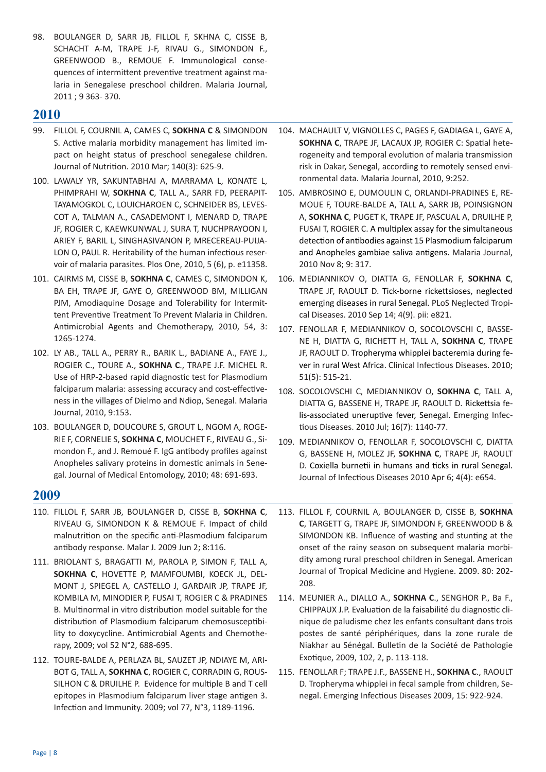98. BOULANGER D, SARR JB, FILLOL F, SKHNA C, CISSE B, SCHACHT A-M, TRAPE J-F, RIVAU G., SIMONDON F., GREENWOOD B., REMOUE F. Immunological consequences of intermittent preventive treatment against malaria in Senegalese preschool children. Malaria Journal, 2011 ; 9 363- 370.

## 2010

99. FILLOL F, COURNIL A, CAMES C, **SOKHNA C** & SIMONDON S. Active malaria morbidity management has limited impact on height status of preschool senegalese children. Journal of Nutrition. 2010 Mar; 140(3): 625-9.

100. LAWALY YR, SAKUNTABHAI A, MARRAMA L, KONATE L, PHIMPRAHI W, **SOKHNA C**, TALL A., SARR FD, PEERAPITTAYAMOGKOL C, LOUICHAROEN C, SCHNEIDER BS, LEVESCOT A, TALMAN A., CASADEMONT I, MENARD D, TRAPE JF, ROGIER C, KAEWKUNWAL J, SURA T, NUCHPRAYOON I, ARIEY F, BARIL L, SINGHASIVANON P, MRECEREAU-PUIJALON O, PAUL R. Heritability of the human infectious reservoir of malaria parasites. Plos One, 2010, 5 (6), p. e11358.

101. CAIRMS M, CISSE B, **SOKHNA C**, CAMES C, SIMONDON K, BA EH, TRAPE JF, GAYE O, GREENWOOD BM, MILLIGAN PJM, Amodiaquine Dosage and Tolerability for Intermittent Preventive Treatment To Prevent Malaria in Children. Antimicrobial Agents and Chemotherapy, 2010, 54, 3: 1265-1274.

102. LY AB., TALL A., PERRY R., BARIK L., BADIANE A., FAYE J., ROGIER C., TOURE A., **SOKHNA C**., TRAPE J.F. MICHEL R. Use of HRP-2-based rapid diagnostic test for Plasmodium falciparum malaria: assessing accuracy and cost-effectiveness in the villages of Dielmo and Ndiop, Senegal. Malaria Journal, 2010, 9:153.

103. BOULANGER D, DOUCOURE S, GROUT L, NGOM A, ROGERIE F, CORNELIE S, **SOKHNA C**, MOUCHET F., RIVEAU G., Simondon F., and J. Remoué F. IgG antibody profiles against Anopheles salivary proteins in domestic animals in Senegal. Journal of Medical Entomology, 2010; 48: 691-693.

104. MACHAULT V, VIGNOLLES C, PAGES F, GADIAGA L, GAYE A, **SOKHNA C**, TRAPE JF, LACAUX JP, ROGIER C: Spatial heterogeneity and temporal evolution of malaria transmission risk in Dakar, Senegal, according to remotely sensed environmental data. Malaria Journal, 2010, 9:252.

105. AMBROSINO E, DUMOULIN C, ORLANDI-PRADINES E, REMOUE F, TOURE-BALDE A, TALL A, SARR JB, POINSIGNON A, **SOKHNA C**, PUGET K, TRAPE JF, PASCUAL A, DRUILHE P, FUSAI T, ROGIER C. A multiplex assay for the simultaneous detection of antibodies against 15 Plasmodium falciparum and Anopheles gambiae saliva antigens. Malaria Journal, 2010 Nov 8; 9: 317.

106. MEDIANNIKOV O, DIATTA G, FENOLLAR F, **SOKHNA C**, TRAPE JF, RAOULT D. Tick-borne rickettsioses, neglected emerging diseases in rural Senegal. PLoS Neglected Tropical Diseases. 2010 Sep 14; 4(9). pii: e821.

107. FENOLLAR F, MEDIANNIKOV O, SOCOLOVSCHI C, BASSENE H, DIATTA G, RICHETT H, TALL A, **SOKHNA C**, TRAPE JF, RAOULT D. Tropheryma whipplei bacteremia during fever in rural West Africa. Clinical Infectious Diseases. 2010; 51(5): 515-21.

108. SOCOLOVSCHI C, MEDIANNIKOV O, **SOKHNA C**, TALL A, DIATTA G, BASSENE H, TRAPE JF, RAOULT D. Rickettsia felis-associated uneruptive fever, Senegal. Emerging Infectious Diseases. 2010 Jul; 16(7): 1140-77.

109. MEDIANNIKOV O, FENOLLAR F, SOCOLOVSCHI C, DIATTA G, BASSENE H, MOLEZ JF, **SOKHNA C**, TRAPE JF, RAOULT D. Coxiella burnetii in humans and ticks in rural Senegal. Journal of Infectious Diseases 2010 Apr 6; 4(4): e654.

## 2009

110. FILLOL F, SARR JB, BOULANGER D, CISSE B, **SOKHNA C**, RIVEAU G, SIMONDON K & REMOUE F. Impact of child malnutrition on the specific anti-Plasmodium falciparum antibody response. Malar J. 2009 Jun 2; 8:116.

111. BRIOLANT S, BRAGATTI M, PAROLA P, SIMON F, TALL A, **SOKHNA C**, HOVETTE P, MAMFOUMBI, KOECK JL, DELMONT J, SPIEGEL A, CASTELLO J, GARDAIR JP, TRAPE JF, KOMBILA M, MINODIER P, FUSAI T, ROGIER C & PRADINES B. Multinormal in vitro distribution model suitable for the distribution of Plasmodium falciparum chemosusceptibility to doxycycline. Antimicrobial Agents and Chemotherapy, 2009; vol 52 N°2, 688-695.

112. TOURE-BALDE A, PERLAZA BL, SAUZET JP, NDIAYE M, ARIBOT G, TALL A, **SOKHNA C**, ROGIER C, CORRADIN G, ROUSSILHON C & DRUILHE P. Evidence for multiple B and T cell epitopes in Plasmodium falciparum liver stage antigen 3. Infection and Immunity. 2009; vol 77, N°3, 1189-1196.

113. FILLOL F, COURNIL A, BOULANGER D, CISSE B, **SOKHNA C**, TARGETT G, TRAPE JF, SIMONDON F, GREENWOOD B & SIMONDON KB. Influence of wasting and stunting at the onset of the rainy season on subsequent malaria morbidity among rural preschool children in Senegal. American Journal of Tropical Medicine and Hygiene. 2009. 80: 202-208.

114. MEUNIER A., DIALLO A., **SOKHNA C**., SENGHOR P., Ba F., CHIPPAUX J.P. Evaluation de la faisabilité du diagnostic clinique de paludisme chez les enfants consultant dans trois postes de santé périphériques, dans la zone rurale de Niakhar au Sénégal. Bulletin de la Société de Pathologie Exotique, 2009, 102, 2, p. 113-118.

115. FENOLLAR F; TRAPE J.F., BASSENE H., **SOKHNA C**., RAOULT D. Tropheryma whipplei in fecal sample from children, Senegal. Emerging Infectious Diseases 2009, 15: 922-924.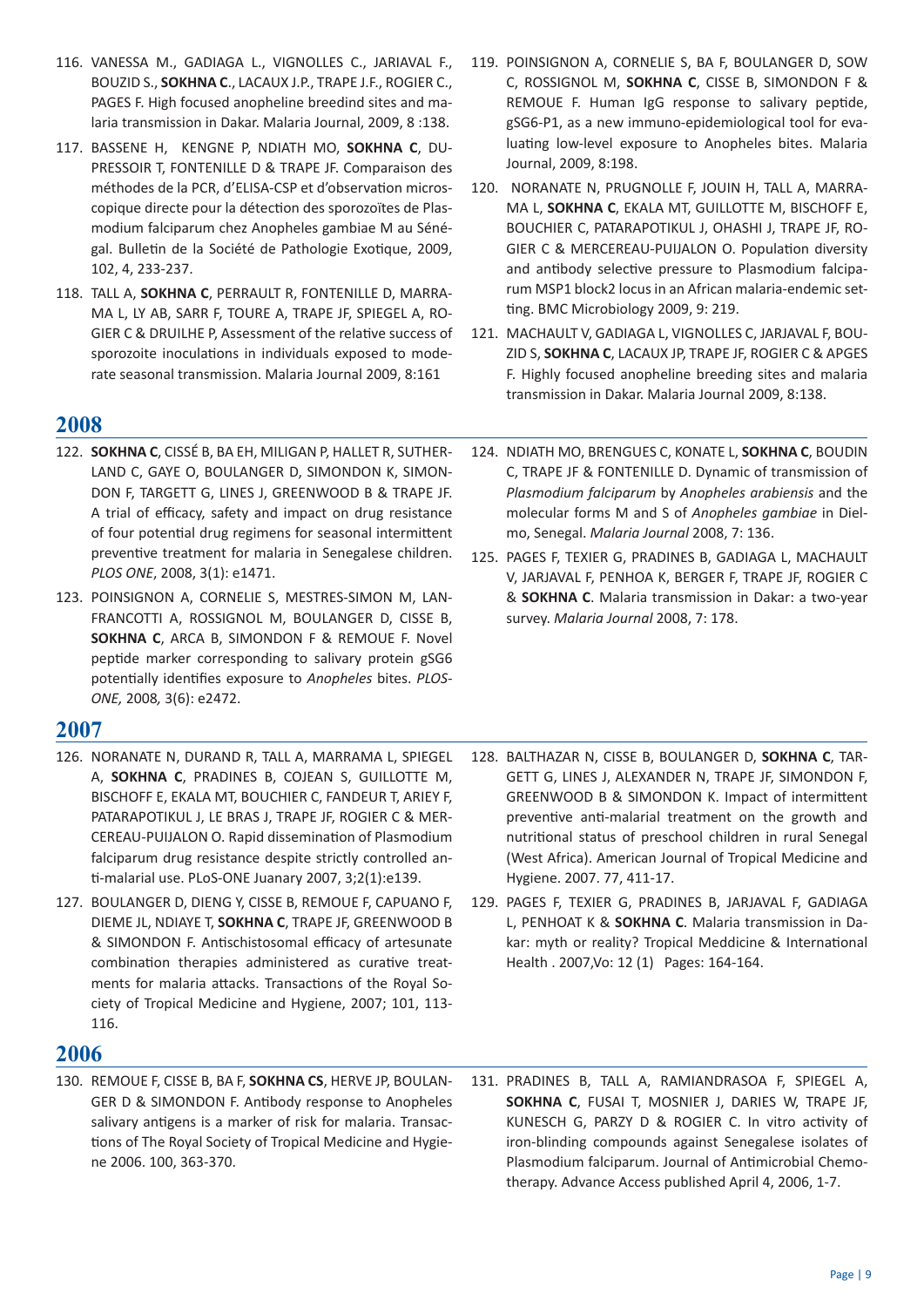116. VANESSA M., GADIAGA L., VIGNOLLES C., JARIAVAL F., BOUZID S., **SOKHNA C**., LACAUX J.P., TRAPE J.F., ROGIER C., PAGES F. High focused anopheline breedind sites and malaria transmission in Dakar. Malaria Journal, 2009, 8 :138.

117. BASSENE H, KENGNE P, NDIATH MO, **SOKHNA C**, DUPRESSOIR T, FONTENILLE D & TRAPE JF. Comparaison des méthodes de la PCR, d'ELISA-CSP et d'observation microscopique directe pour la détection des sporozoïtes de Plasmodium falciparum chez Anopheles gambiae M au Sénégal. Bulletin de la Société de Pathologie Exotique, 2009, 102, 4, 233-237.

118. TALL A, **SOKHNA C**, PERRAULT R, FONTENILLE D, MARRAMA L, LY AB, SARR F, TOURE A, TRAPE JF, SPIEGEL A, ROGIER C & DRUILHE P, Assessment of the relative success of sporozoite inoculations in individuals exposed to moderate seasonal transmission. Malaria Journal 2009, 8:161

119. POINSIGNON A, CORNELIE S, BA F, BOULANGER D, SOW C, ROSSIGNOL M, **SOKHNA C**, CISSE B, SIMONDON F & REMOUE F. Human IgG response to salivary peptide, gSG6-P1, as a new immuno-epidemiological tool for evaluating low-level exposure to Anopheles bites. Malaria Journal, 2009, 8:198.

120. NORANATE N, PRUGNOLLE F, JOUIN H, TALL A, MARRAMA L, **SOKHNA C**, EKALA MT, GUILLOTTE M, BISCHOFF E, BOUCHIER C, PATARAPOTIKUL J, OHASHI J, TRAPE JF, ROGIER C & MERCEREAU-PUIJALON O. Population diversity and antibody selective pressure to Plasmodium falciparum MSP1 block2 locus in an African malaria-endemic setting. BMC Microbiology 2009, 9: 219.

121. MACHAULT V, GADIAGA L, VIGNOLLES C, JARJAVAL F, BOUZID S, **SOKHNA C**, LACAUX JP, TRAPE JF, ROGIER C & APGES F. Highly focused anopheline breeding sites and malaria transmission in Dakar. Malaria Journal 2009, 8:138.

## 2008

122. **SOKHNA C**, CISSÉ B, BA EH, MILIGAN P, HALLET R, SUTHERLAND C, GAYE O, BOULANGER D, SIMONDON K, SIMONDON F, TARGETT G, LINES J, GREENWOOD B & TRAPE JF. A trial of efficacy, safety and impact on drug resistance of four potential drug regimens for seasonal intermittent preventive treatment for malaria in Senegalese children. *PLOS ONE*, 2008, 3(1): e1471.

123. POINSIGNON A, CORNELIE S, MESTRES-SIMON M, LANFRANCOTTI A, ROSSIGNOL M, BOULANGER D, CISSE B, **SOKHNA C**, ARCA B, SIMONDON F & REMOUE F. Novel peptide marker corresponding to salivary protein gSG6 potentially identifies exposure to *Anopheles* bites. *PLOS-ONE,* 2008*,* 3(6): e2472.

124. NDIATH MO, BRENGUES C, KONATE L, **SOKHNA C**, BOUDIN C, TRAPE JF & FONTENILLE D. Dynamic of transmission of *Plasmodium falciparum* by *Anopheles arabiensis* and the molecular forms M and S of *Anopheles gambiae* in Dielmo, Senegal. *Malaria Journal* 2008, 7: 136.

125. PAGES F, TEXIER G, PRADINES B, GADIAGA L, MACHAULT V, JARJAVAL F, PENHOA K, BERGER F, TRAPE JF, ROGIER C & **SOKHNA C**. Malaria transmission in Dakar: a two-year survey. *Malaria Journal* 2008, 7: 178.

## 2007

126. NORANATE N, DURAND R, TALL A, MARRAMA L, SPIEGEL A, **SOKHNA C**, PRADINES B, COJEAN S, GUILLOTTE M, BISCHOFF E, EKALA MT, BOUCHIER C, FANDEUR T, ARIEY F, PATARAPOTIKUL J, LE BRAS J, TRAPE JF, ROGIER C & MERCEREAU-PUIJALON O. Rapid dissemination of Plasmodium falciparum drug resistance despite strictly controlled anti-malarial use. PLoS-ONE Juanary 2007, 3;2(1):e139.

127. BOULANGER D, DIENG Y, CISSE B, REMOUE F, CAPUANO F, DIEME JL, NDIAYE T, **SOKHNA C**, TRAPE JF, GREENWOOD B & SIMONDON F. Antischistosomal efficacy of artesunate combination therapies administered as curative treatments for malaria attacks. Transactions of the Royal Society of Tropical Medicine and Hygiene, 2007; 101, 113-116.

128. BALTHAZAR N, CISSE B, BOULANGER D, **SOKHNA C**, TARGETT G, LINES J, ALEXANDER N, TRAPE JF, SIMONDON F, GREENWOOD B & SIMONDON K. Impact of intermittent preventive anti-malarial treatment on the growth and nutritional status of preschool children in rural Senegal (West Africa). American Journal of Tropical Medicine and Hygiene. 2007. 77, 411-17.

129. PAGES F, TEXIER G, PRADINES B, JARJAVAL F, GADIAGA L, PENHOAT K & **SOKHNA C**. Malaria transmission in Dakar: myth or reality? Tropical Meddicine & International Health . 2007,Vo: 12 (1) Pages: 164-164.

## 2006

130. REMOUE F, CISSE B, BA F, **SOKHNA CS**, HERVE JP, BOULANGER D & SIMONDON F. Antibody response to Anopheles salivary antigens is a marker of risk for malaria. Transactions of The Royal Society of Tropical Medicine and Hygiene 2006. 100, 363-370.

131. PRADINES B, TALL A, RAMIANDRASOA F, SPIEGEL A, **SOKHNA C**, FUSAI T, MOSNIER J, DARIES W, TRAPE JF, KUNESCH G, PARZY D & ROGIER C. In vitro activity of iron-blinding compounds against Senegalese isolates of Plasmodium falciparum. Journal of Antimicrobial Chemotherapy. Advance Access published April 4, 2006, 1-7.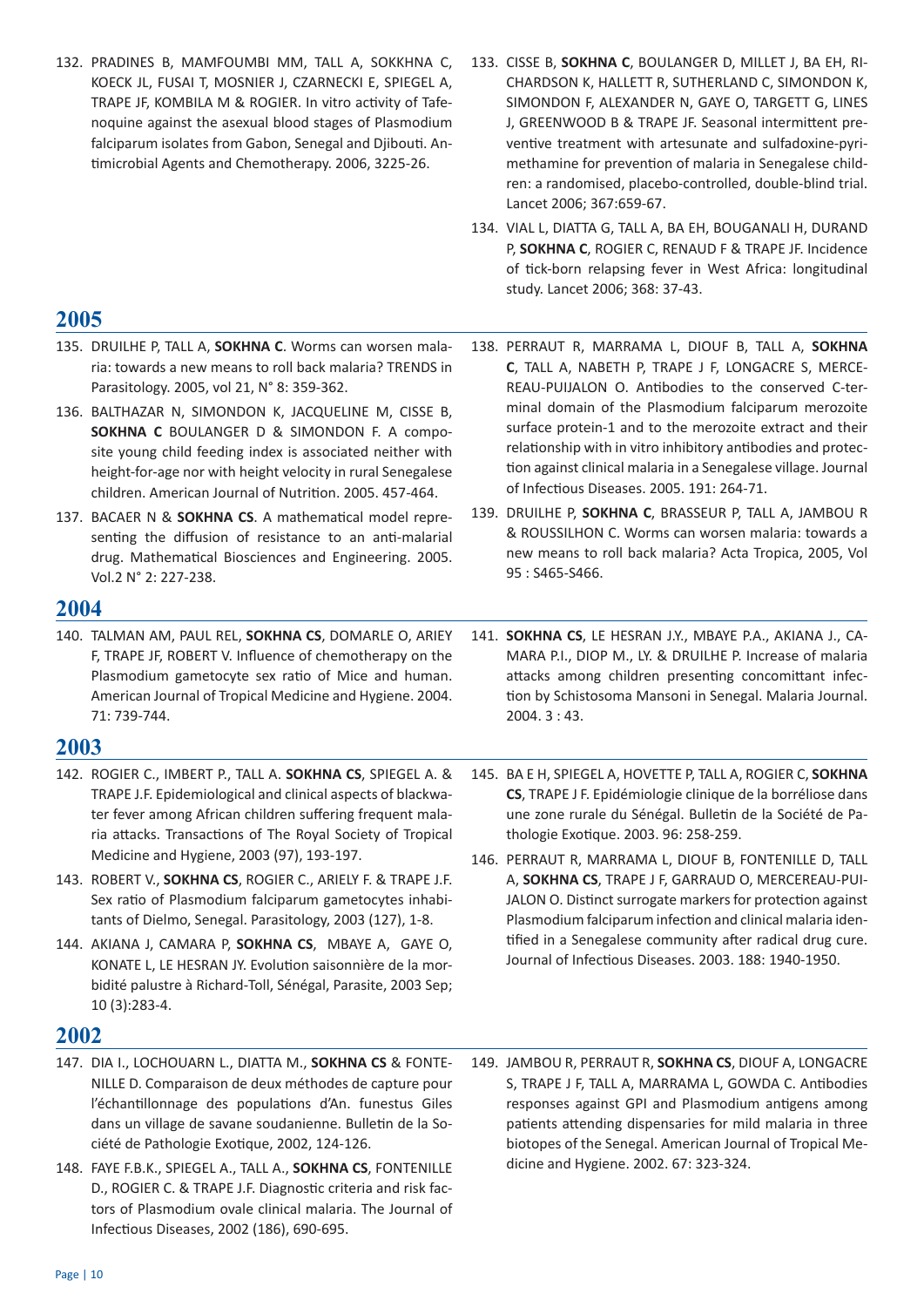132. PRADINES B, MAMFOUMBI MM, TALL A, SOKKHNA C, KOECK JL, FUSAI T, MOSNIER J, CZARNECKI E, SPIEGEL A, TRAPE JF, KOMBILA M & ROGIER. In vitro activity of Tafenoquine against the asexual blood stages of Plasmodium falciparum isolates from Gabon, Senegal and Djibouti. Antimicrobial Agents and Chemotherapy. 2006, 3225-26.

133. CISSE B, **SOKHNA C**, BOULANGER D, MILLET J, BA EH, RICHARDSON K, HALLETT R, SUTHERLAND C, SIMONDON K, SIMONDON F, ALEXANDER N, GAYE O, TARGETT G, LINES J, GREENWOOD B & TRAPE JF. Seasonal intermittent preventive treatment with artesunate and sulfadoxine-pyrimethamine for prevention of malaria in Senegalese children: a randomised, placebo-controlled, double-blind trial. Lancet 2006; 367:659-67.

134. VIAL L, DIATTA G, TALL A, BA EH, BOUGANALI H, DURAND P, **SOKHNA C**, ROGIER C, RENAUD F & TRAPE JF. Incidence of tick-born relapsing fever in West Africa: longitudinal study. Lancet 2006; 368: 37-43.

## 2005

135. DRUILHE P, TALL A, **SOKHNA C**. Worms can worsen malaria: towards a new means to roll back malaria? TRENDS in Parasitology. 2005, vol 21, N° 8: 359-362.

136. BALTHAZAR N, SIMONDON K, JACQUELINE M, CISSE B, **SOKHNA C** BOULANGER D & SIMONDON F. A composite young child feeding index is associated neither with height-for-age nor with height velocity in rural Senegalese children. American Journal of Nutrition. 2005. 457-464.

137. BACAER N & **SOKHNA CS**. A mathematical model representing the diffusion of resistance to an anti-malarial drug. Mathematical Biosciences and Engineering. 2005. Vol.2 N° 2: 227-238.

138. PERRAUT R, MARRAMA L, DIOUF B, TALL A, **SOKHNA C**, TALL A, NABETH P, TRAPE J F, LONGACRE S, MERCEREAU-PUIJALON O. Antibodies to the conserved C-terminal domain of the Plasmodium falciparum merozoite surface protein-1 and to the merozoite extract and their relationship with in vitro inhibitory antibodies and protection against clinical malaria in a Senegalese village. Journal of Infectious Diseases. 2005. 191: 264-71.

139. DRUILHE P, **SOKHNA C**, BRASSEUR P, TALL A, JAMBOU R & ROUSSILHON C. Worms can worsen malaria: towards a new means to roll back malaria? Acta Tropica, 2005, Vol 95 : S465-S466.

## 2004

140. TALMAN AM, PAUL REL, **SOKHNA CS**, DOMARLE O, ARIEY F, TRAPE JF, ROBERT V. Influence of chemotherapy on the Plasmodium gametocyte sex ratio of Mice and human. American Journal of Tropical Medicine and Hygiene. 2004. 71: 739-744.

141. **SOKHNA CS**, LE HESRAN J.Y., MBAYE P.A., AKIANA J., CAMARA P.I., DIOP M., LY. & DRUILHE P. Increase of malaria attacks among children presenting concomittant infection by Schistosoma Mansoni in Senegal. Malaria Journal. 2004. 3 : 43.

## 2003

142. ROGIER C., IMBERT P., TALL A. **SOKHNA CS**, SPIEGEL A. & TRAPE J.F. Epidemiological and clinical aspects of blackwater fever among African children suffering frequent malaria attacks. Transactions of The Royal Society of Tropical Medicine and Hygiene, 2003 (97), 193-197.

143. ROBERT V., **SOKHNA CS**, ROGIER C., ARIELY F. & TRAPE J.F. Sex ratio of Plasmodium falciparum gametocytes inhabitants of Dielmo, Senegal. Parasitology, 2003 (127), 1-8.

144. AKIANA J, CAMARA P, **SOKHNA CS**, MBAYE A, GAYE O, KONATE L, LE HESRAN JY. Evolution saisonnière de la morbidité palustre à Richard-Toll, Sénégal, Parasite, 2003 Sep; 10 (3):283-4.

145. BA E H, SPIEGEL A, HOVETTE P, TALL A, ROGIER C, **SOKHNA CS**, TRAPE J F. Epidémiologie clinique de la borréliose dans une zone rurale du Sénégal. Bulletin de la Société de Pathologie Exotique. 2003. 96: 258-259.

146. PERRAUT R, MARRAMA L, DIOUF B, FONTENILLE D, TALL A, **SOKHNA CS**, TRAPE J F, GARRAUD O, MERCEREAU-PUIJALON O. Distinct surrogate markers for protection against Plasmodium falciparum infection and clinical malaria identified in a Senegalese community after radical drug cure. Journal of Infectious Diseases. 2003. 188: 1940-1950.

## 2002

147. DIA I., LOCHOUARN L., DIATTA M., **SOKHNA CS** & FONTENILLE D. Comparaison de deux méthodes de capture pour l'échantillonnage des populations d'An. funestus Giles dans un village de savane soudanienne. Bulletin de la Société de Pathologie Exotique, 2002, 124-126.

148. FAYE F.B.K., SPIEGEL A., TALL A., **SOKHNA CS**, FONTENILLE D., ROGIER C. & TRAPE J.F. Diagnostic criteria and risk factors of Plasmodium ovale clinical malaria. The Journal of Infectious Diseases, 2002 (186), 690-695.

149. JAMBOU R, PERRAUT R, **SOKHNA CS**, DIOUF A, LONGACRE S, TRAPE J F, TALL A, MARRAMA L, GOWDA C. Antibodies responses against GPI and Plasmodium antigens among patients attending dispensaries for mild malaria in three biotopes of the Senegal. American Journal of Tropical Medicine and Hygiene. 2002. 67: 323-324.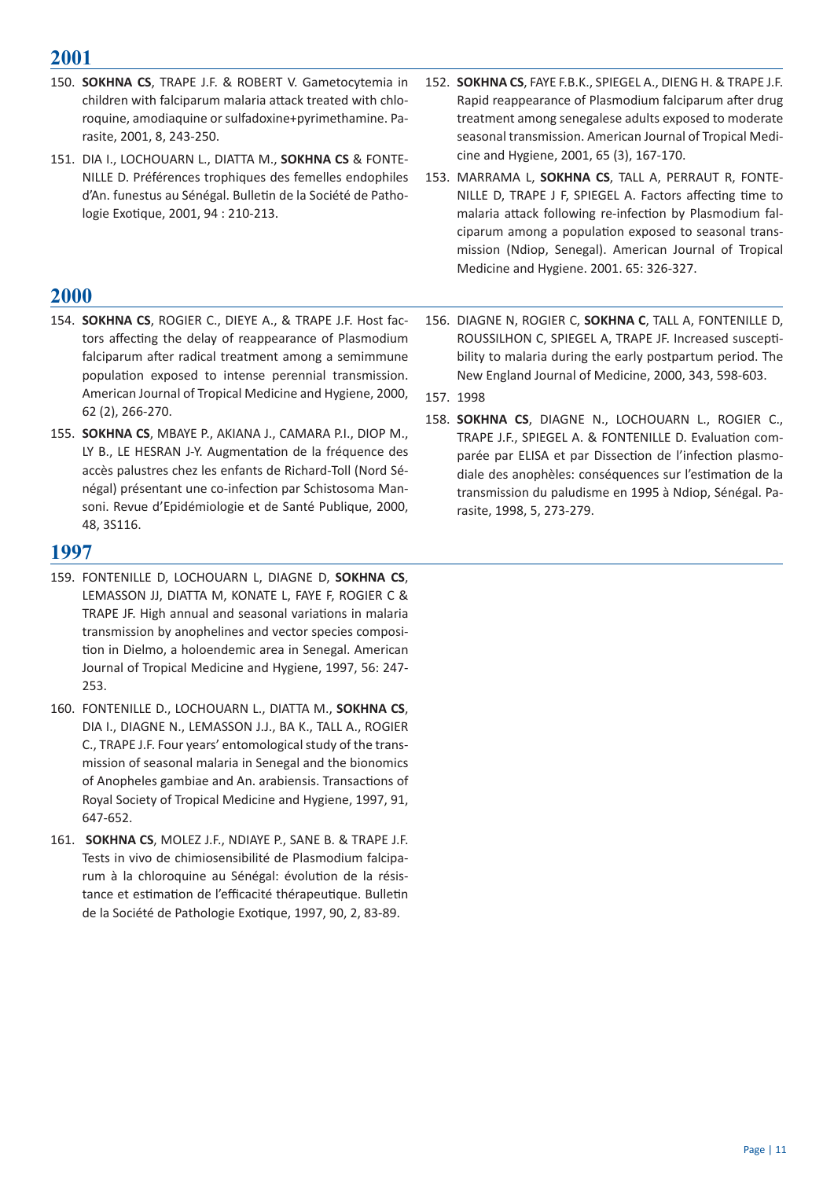## 2001

150. **SOKHNA CS**, TRAPE J.F. & ROBERT V. Gametocytemia in children with falciparum malaria attack treated with chloroquine, amodiaquine or sulfadoxine+pyrimethamine. Parasite, 2001, 8, 243-250.
151. DIA I., LOCHOUARN L., DIATTA M., **SOKHNA CS** & FONTENILLE D. Préférences trophiques des femelles endophiles d'An. funestus au Sénégal. Bulletin de la Société de Pathologie Exotique, 2001, 94 : 210-213.
152. **SOKHNA CS**, FAYE F.B.K., SPIEGEL A., DIENG H. & TRAPE J.F. Rapid reappearance of Plasmodium falciparum after drug treatment among senegalese adults exposed to moderate seasonal transmission. American Journal of Tropical Medicine and Hygiene, 2001, 65 (3), 167-170.
153. MARRAMA L, **SOKHNA CS**, TALL A, PERRAUT R, FONTENILLE D, TRAPE J F, SPIEGEL A. Factors affecting time to malaria attack following re-infection by Plasmodium falciparum among a population exposed to seasonal transmission (Ndiop, Senegal). American Journal of Tropical Medicine and Hygiene. 2001. 65: 326-327.

## 2000

154. **SOKHNA CS**, ROGIER C., DIEYE A., & TRAPE J.F. Host factors affecting the delay of reappearance of Plasmodium falciparum after radical treatment among a semimmune population exposed to intense perennial transmission. American Journal of Tropical Medicine and Hygiene, 2000, 62 (2), 266-270.
155. **SOKHNA CS**, MBAYE P., AKIANA J., CAMARA P.I., DIOP M., LY B., LE HESRAN J-Y. Augmentation de la fréquence des accès palustres chez les enfants de Richard-Toll (Nord Sénégal) présentant une co-infection par Schistosoma Mansoni. Revue d'Epidémiologie et de Santé Publique, 2000, 48, 3S116.
156. DIAGNE N, ROGIER C, **SOKHNA C**, TALL A, FONTENILLE D, ROUSSILHON C, SPIEGEL A, TRAPE JF. Increased susceptibility to malaria during the early postpartum period. The New England Journal of Medicine, 2000, 343, 598-603.
157. 1998
158. **SOKHNA CS**, DIAGNE N., LOCHOUARN L., ROGIER C., TRAPE J.F., SPIEGEL A. & FONTENILLE D. Evaluation comparée par ELISA et par Dissection de l'infection plasmodiale des anophèles: conséquences sur l'estimation de la transmission du paludisme en 1995 à Ndiop, Sénégal. Parasite, 1998, 5, 273-279.

## 1997

159. FONTENILLE D, LOCHOUARN L, DIAGNE D, **SOKHNA CS**, LEMASSON JJ, DIATTA M, KONATE L, FAYE F, ROGIER C & TRAPE JF. High annual and seasonal variations in malaria transmission by anophelines and vector species composition in Dielmo, a holoendemic area in Senegal. American Journal of Tropical Medicine and Hygiene, 1997, 56: 247-253.
160. FONTENILLE D., LOCHOUARN L., DIATTA M., **SOKHNA CS**, DIA I., DIAGNE N., LEMASSON J.J., BA K., TALL A., ROGIER C., TRAPE J.F. Four years' entomological study of the transmission of seasonal malaria in Senegal and the bionomics of Anopheles gambiae and An. arabiensis. Transactions of Royal Society of Tropical Medicine and Hygiene, 1997, 91, 647-652.
161. **SOKHNA CS**, MOLEZ J.F., NDIAYE P., SANE B. & TRAPE J.F. Tests in vivo de chimiosensibilité de Plasmodium falciparum à la chloroquine au Sénégal: évolution de la résistance et estimation de l'efficacité thérapeutique. Bulletin de la Société de Pathologie Exotique, 1997, 90, 2, 83-89.